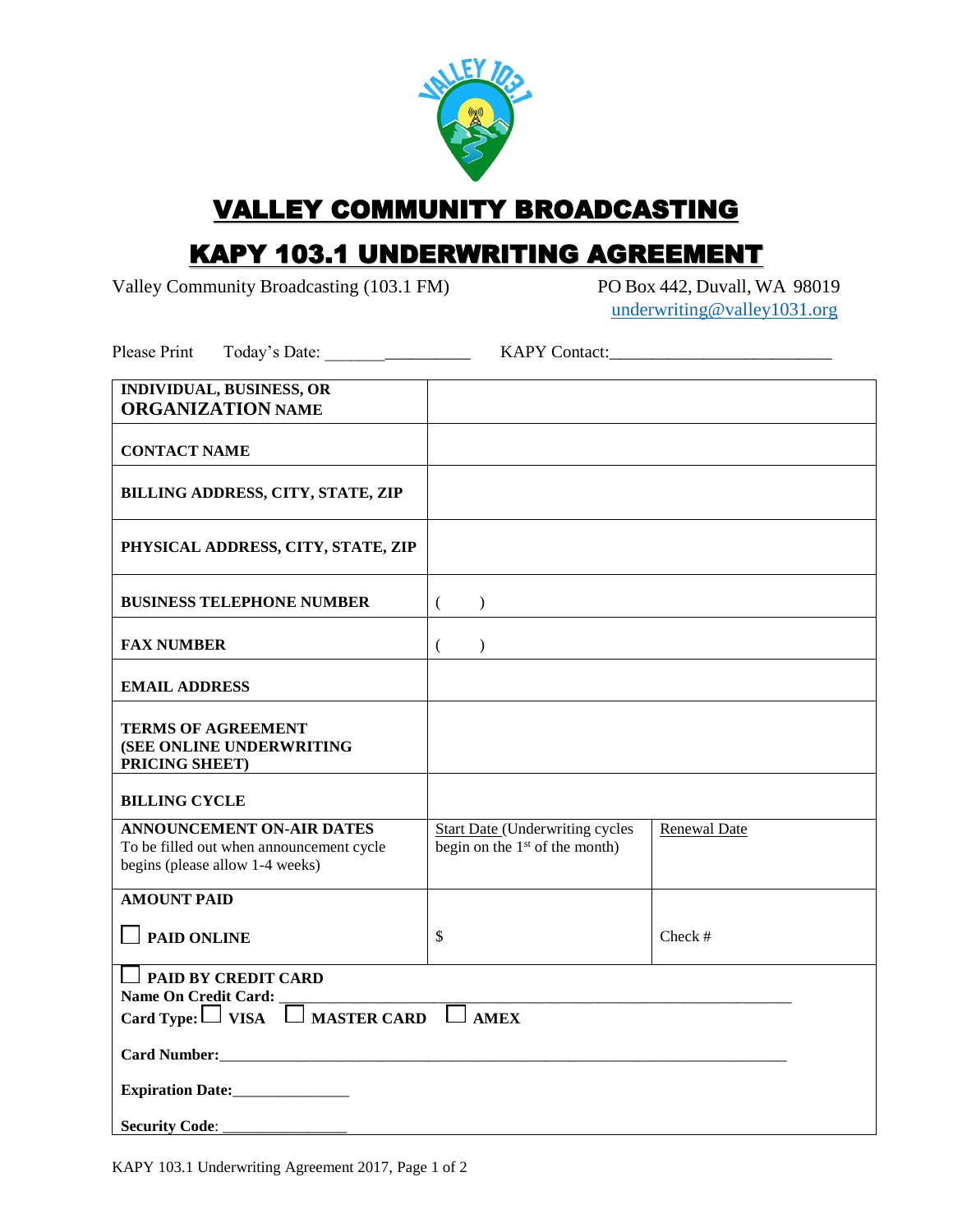# VALLEY COMMUNITY BROADCASTING

## KAPY 103.1 UNDERWRITING AGREEMENT

Valley Community Broadcasting (103.1 FM)

PO Box 442, Duvall, WA 98019
underwriting@valley1031.org

Please Print    Today's Date: _________________    KAPY Contact:_________________________

| | | |
|---|---|---|
| **INDIVIDUAL, BUSINESS, OR ORGANIZATION NAME** | | |
| **CONTACT NAME** | | |
| **BILLING ADDRESS, CITY, STATE, ZIP** | | |
| **PHYSICAL ADDRESS, CITY, STATE, ZIP** | | |
| **BUSINESS TELEPHONE NUMBER** | (     ) | |
| **FAX NUMBER** | (     ) | |
| **EMAIL ADDRESS** | | |
| **TERMS OF AGREEMENT (SEE ONLINE UNDERWRITING PRICING SHEET)** | | |
| **BILLING CYCLE** | | |
| **ANNOUNCEMENT ON-AIR DATES** To be filled out when announcement cycle begins (please allow 1-4 weeks) | Start Date (Underwriting cycles begin on the 1st of the month) | Renewal Date |
| **AMOUNT PAID** ☐ **PAID ONLINE** | $ | Check # |

☐ **PAID BY CREDIT CARD**

**Name On Credit Card:** ______________________________________________________________

**Card Type:** ☐ **VISA** ☐ **MASTER CARD** ☐ **AMEX**

**Card Number:**____________________________________________________________________

**Expiration Date:**_______________

**Security Code**: ________________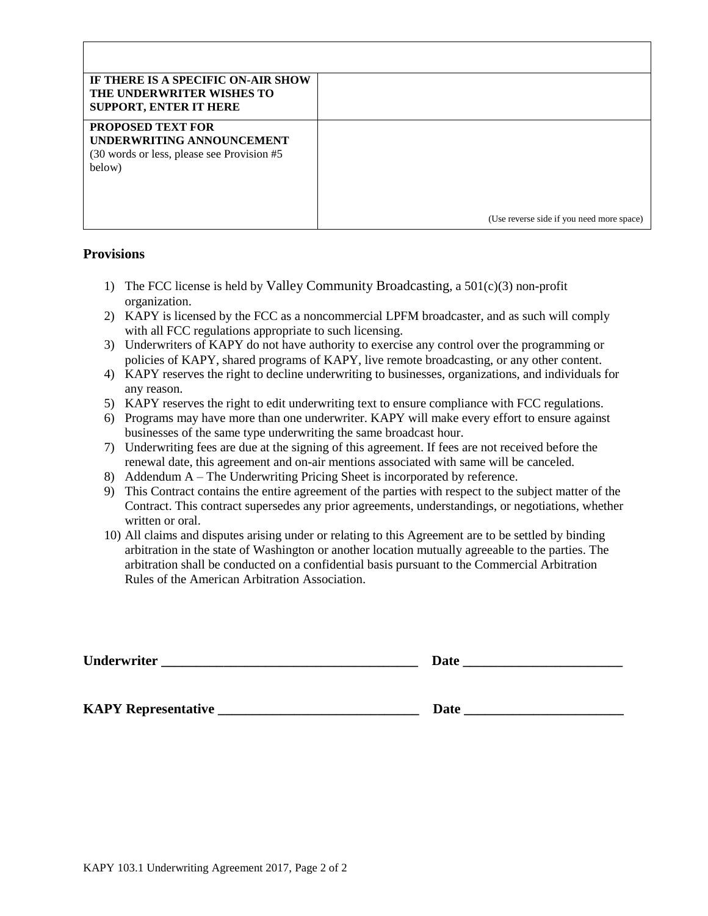| | |
|---|---|
| | |
| **IF THERE IS A SPECIFIC ON-AIR SHOW THE UNDERWRITER WISHES TO SUPPORT, ENTER IT HERE** | |
| **PROPOSED TEXT FOR UNDERWRITING ANNOUNCEMENT** (30 words or less, please see Provision #5 below) | (Use reverse side if you need more space) |

## Provisions

1) The FCC license is held by Valley Community Broadcasting, a 501(c)(3) non-profit organization.
2) KAPY is licensed by the FCC as a noncommercial LPFM broadcaster, and as such will comply with all FCC regulations appropriate to such licensing.
3) Underwriters of KAPY do not have authority to exercise any control over the programming or policies of KAPY, shared programs of KAPY, live remote broadcasting, or any other content.
4) KAPY reserves the right to decline underwriting to businesses, organizations, and individuals for any reason.
5) KAPY reserves the right to edit underwriting text to ensure compliance with FCC regulations.
6) Programs may have more than one underwriter. KAPY will make every effort to ensure against businesses of the same type underwriting the same broadcast hour.
7) Underwriting fees are due at the signing of this agreement. If fees are not received before the renewal date, this agreement and on-air mentions associated with same will be canceled.
8) Addendum A – The Underwriting Pricing Sheet is incorporated by reference.
9) This Contract contains the entire agreement of the parties with respect to the subject matter of the Contract. This contract supersedes any prior agreements, understandings, or negotiations, whether written or oral.
10) All claims and disputes arising under or relating to this Agreement are to be settled by binding arbitration in the state of Washington or another location mutually agreeable to the parties. The arbitration shall be conducted on a confidential basis pursuant to the Commercial Arbitration Rules of the American Arbitration Association.

**Underwriter** _____________________________________ **Date** _______________________

**KAPY Representative** _____________________________ **Date** _______________________